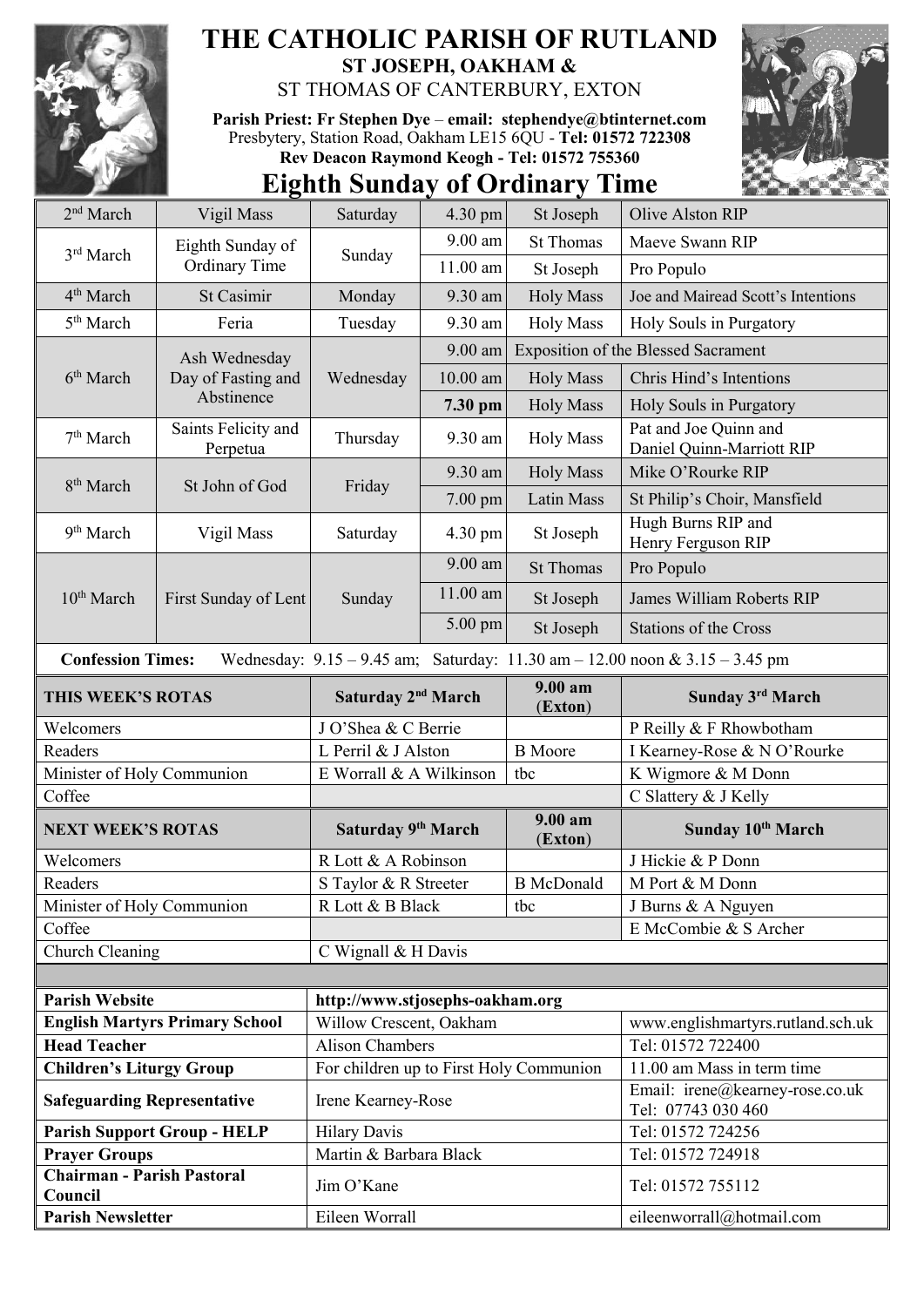# THE CATHOLIC PARISH OF RUTLAND

## ST JOSEPH, OAKHAM &

ST THOMAS OF CANTERBURY, EXTON

**Parish Priest: Fr Stephen Dye** – **email: stephendye@btinternet.com**
Presbytery, Station Road, Oakham LE15 6QU - **Tel: 01572 722308**
**Rev Deacon Raymond Keogh - Tel: 01572 755360**

# Eighth Sunday of Ordinary Time

| Date | Day | Weekday | Time | Location | Intention |
|---|---|---|---|---|---|
| 2nd March | Vigil Mass | Saturday | 4.30 pm | St Joseph | Olive Alston RIP |
| 3rd March | Eighth Sunday of Ordinary Time | Sunday | 9.00 am | St Thomas | Maeve Swann RIP |
| | | | 11.00 am | St Joseph | Pro Populo |
| 4th March | St Casimir | Monday | 9.30 am | Holy Mass | Joe and Mairead Scott's Intentions |
| 5th March | Feria | Tuesday | 9.30 am | Holy Mass | Holy Souls in Purgatory |
| 6th March | Ash Wednesday Day of Fasting and Abstinence | Wednesday | 9.00 am | Exposition of the Blessed Sacrament | |
| | | | 10.00 am | Holy Mass | Chris Hind's Intentions |
| | | | **7.30 pm** | Holy Mass | Holy Souls in Purgatory |
| 7th March | Saints Felicity and Perpetua | Thursday | 9.30 am | Holy Mass | Pat and Joe Quinn and Daniel Quinn-Marriott RIP |
| 8th March | St John of God | Friday | 9.30 am | Holy Mass | Mike O'Rourke RIP |
| | | | 7.00 pm | Latin Mass | St Philip's Choir, Mansfield |
| 9th March | Vigil Mass | Saturday | 4.30 pm | St Joseph | Hugh Burns RIP and Henry Ferguson RIP |
| 10th March | First Sunday of Lent | Sunday | 9.00 am | St Thomas | Pro Populo |
| | | | 11.00 am | St Joseph | James William Roberts RIP |
| | | | 5.00 pm | St Joseph | Stations of the Cross |

**Confession Times:** Wednesday: 9.15 – 9.45 am; Saturday: 11.30 am – 12.00 noon & 3.15 – 3.45 pm

| **THIS WEEK'S ROTAS** | **Saturday 2nd March** | **9.00 am (Exton)** | **Sunday 3rd March** |
|---|---|---|---|
| Welcomers | J O'Shea & C Berrie | | P Reilly & F Rhowbotham |
| Readers | L Perril & J Alston | B Moore | I Kearney-Rose & N O'Rourke |
| Minister of Holy Communion | E Worrall & A Wilkinson | tbc | K Wigmore & M Donn |
| Coffee | | | C Slattery & J Kelly |
| **NEXT WEEK'S ROTAS** | **Saturday 9th March** | **9.00 am (Exton)** | **Sunday 10th March** |
| Welcomers | R Lott & A Robinson | | J Hickie & P Donn |
| Readers | S Taylor & R Streeter | B McDonald | M Port & M Donn |
| Minister of Holy Communion | R Lott & B Black | tbc | J Burns & A Nguyen |
| Coffee | | | E McCombie & S Archer |
| Church Cleaning | C Wignall & H Davis | | |

| | | |
|---|---|---|
| **Parish Website** | **http://www.stjosephs-oakham.org** | |
| **English Martyrs Primary School** | Willow Crescent, Oakham | www.englishmartyrs.rutland.sch.uk |
| **Head Teacher** | Alison Chambers | Tel: 01572 722400 |
| **Children's Liturgy Group** | For children up to First Holy Communion | 11.00 am Mass in term time |
| **Safeguarding Representative** | Irene Kearney-Rose | Email: irene@kearney-rose.co.uk Tel: 07743 030 460 |
| **Parish Support Group - HELP** | Hilary Davis | Tel: 01572 724256 |
| **Prayer Groups** | Martin & Barbara Black | Tel: 01572 724918 |
| **Chairman - Parish Pastoral Council** | Jim O'Kane | Tel: 01572 755112 |
| **Parish Newsletter** | Eileen Worrall | eileenworrall@hotmail.com |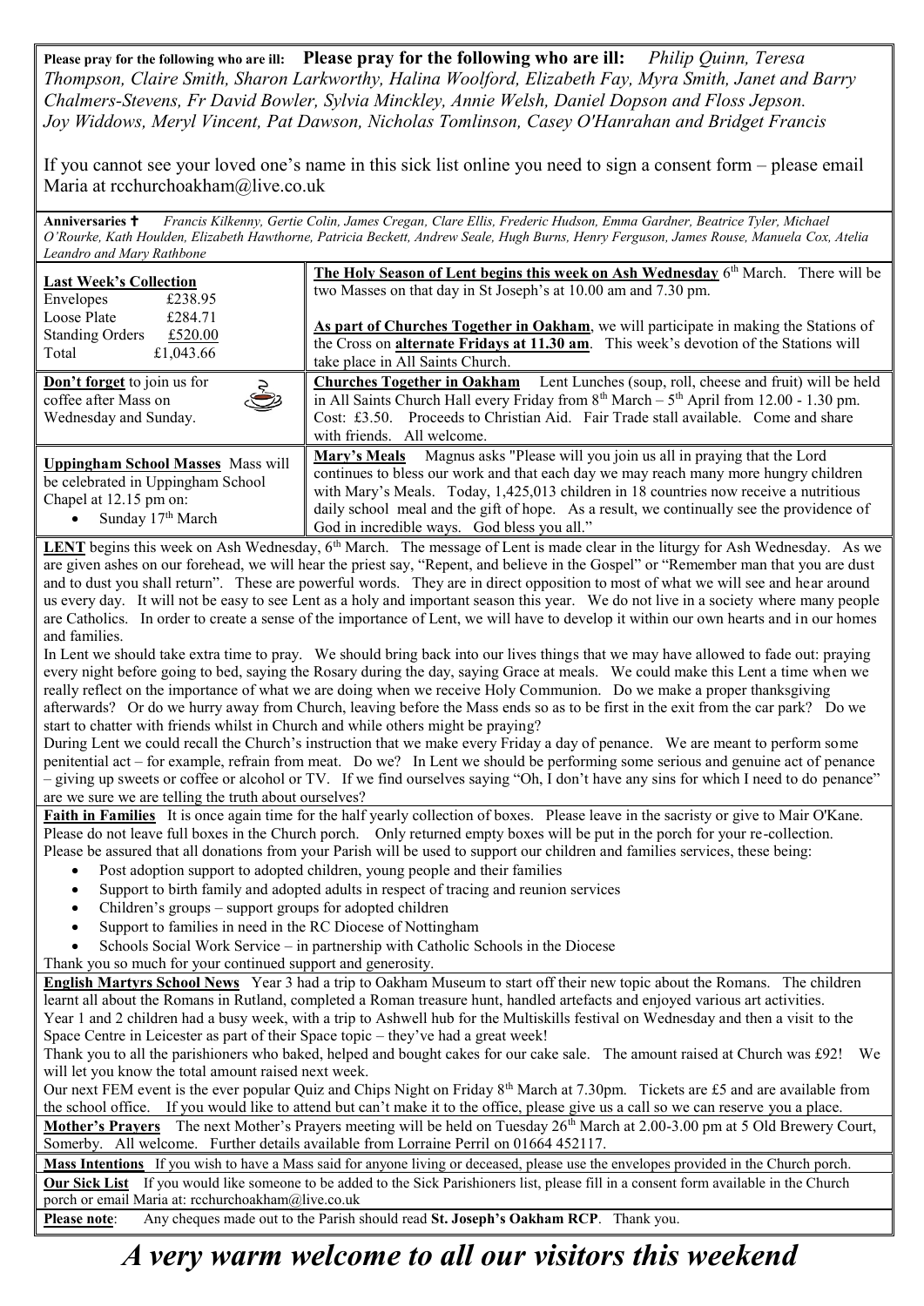Please pray for the following who are ill: **Please pray for the following who are ill:** *Philip Quinn, Teresa Thompson, Claire Smith, Sharon Larkworthy, Halina Woolford, Elizabeth Fay, Myra Smith, Janet and Barry Chalmers-Stevens, Fr David Bowler, Sylvia Minckley, Annie Welsh, Daniel Dopson and Floss Jepson. Joy Widdows, Meryl Vincent, Pat Dawson, Nicholas Tomlinson, Casey O'Hanrahan and Bridget Francis*

If you cannot see your loved one's name in this sick list online you need to sign a consent form – please email Maria at rcchurchoakham@live.co.uk

**Anniversaries ✝** *Francis Kilkenny, Gertie Colin, James Cregan, Clare Ellis, Frederic Hudson, Emma Gardner, Beatrice Tyler, Michael O'Rourke, Kath Houlden, Elizabeth Hawthorne, Patricia Beckett, Andrew Seale, Hugh Burns, Henry Ferguson, James Rouse, Manuela Cox, Atelia Leandro and Mary Rathbone*

**Last Week's Collection**

| | |
|---|---|
| Envelopes | £238.95 |
| Loose Plate | £284.71 |
| Standing Orders | £520.00 |
| Total | £1,043.66 |

**Don't forget** to join us for coffee after Mass on Wednesday and Sunday.

**Uppingham School Masses** Mass will be celebrated in Uppingham School Chapel at 12.15 pm on:

- Sunday 17th March

**The Holy Season of Lent begins this week on Ash Wednesday** 6th March. There will be two Masses on that day in St Joseph's at 10.00 am and 7.30 pm.

**As part of Churches Together in Oakham**, we will participate in making the Stations of the Cross on **alternate Fridays at 11.30 am**. This week's devotion of the Stations will take place in All Saints Church.

**Churches Together in Oakham** Lent Lunches (soup, roll, cheese and fruit) will be held in All Saints Church Hall every Friday from 8th March – 5th April from 12.00 - 1.30 pm. Cost: £3.50. Proceeds to Christian Aid. Fair Trade stall available. Come and share with friends. All welcome.

**Mary's Meals** Magnus asks "Please will you join us all in praying that the Lord continues to bless our work and that each day we may reach many more hungry children with Mary's Meals. Today, 1,425,013 children in 18 countries now receive a nutritious daily school meal and the gift of hope. As a result, we continually see the providence of God in incredible ways. God bless you all."

**LENT** begins this week on Ash Wednesday, 6th March. The message of Lent is made clear in the liturgy for Ash Wednesday. As we are given ashes on our forehead, we will hear the priest say, "Repent, and believe in the Gospel" or "Remember man that you are dust and to dust you shall return". These are powerful words. They are in direct opposition to most of what we will see and hear around us every day. It will not be easy to see Lent as a holy and important season this year. We do not live in a society where many people are Catholics. In order to create a sense of the importance of Lent, we will have to develop it within our own hearts and in our homes and families.

In Lent we should take extra time to pray. We should bring back into our lives things that we may have allowed to fade out: praying every night before going to bed, saying the Rosary during the day, saying Grace at meals. We could make this Lent a time when we really reflect on the importance of what we are doing when we receive Holy Communion. Do we make a proper thanksgiving afterwards? Or do we hurry away from Church, leaving before the Mass ends so as to be first in the exit from the car park? Do we start to chatter with friends whilst in Church and while others might be praying?

During Lent we could recall the Church's instruction that we make every Friday a day of penance. We are meant to perform some penitential act – for example, refrain from meat. Do we? In Lent we should be performing some serious and genuine act of penance – giving up sweets or coffee or alcohol or TV. If we find ourselves saying "Oh, I don't have any sins for which I need to do penance" are we sure we are telling the truth about ourselves?

**Faith in Families** It is once again time for the half yearly collection of boxes. Please leave in the sacristy or give to Mair O'Kane. Please do not leave full boxes in the Church porch. Only returned empty boxes will be put in the porch for your re-collection. Please be assured that all donations from your Parish will be used to support our children and families services, these being:

- Post adoption support to adopted children, young people and their families
- Support to birth family and adopted adults in respect of tracing and reunion services
- Children's groups – support groups for adopted children
- Support to families in need in the RC Diocese of Nottingham
- Schools Social Work Service – in partnership with Catholic Schools in the Diocese

Thank you so much for your continued support and generosity.

**English Martyrs School News** Year 3 had a trip to Oakham Museum to start off their new topic about the Romans. The children learnt all about the Romans in Rutland, completed a Roman treasure hunt, handled artefacts and enjoyed various art activities.

Year 1 and 2 children had a busy week, with a trip to Ashwell hub for the Multiskills festival on Wednesday and then a visit to the Space Centre in Leicester as part of their Space topic – they've had a great week!

Thank you to all the parishioners who baked, helped and bought cakes for our cake sale. The amount raised at Church was £92! We will let you know the total amount raised next week.

Our next FEM event is the ever popular Quiz and Chips Night on Friday 8th March at 7.30pm. Tickets are £5 and are available from the school office. If you would like to attend but can't make it to the office, please give us a call so we can reserve you a place.

**Mother's Prayers** The next Mother's Prayers meeting will be held on Tuesday 26th March at 2.00-3.00 pm at 5 Old Brewery Court, Somerby. All welcome. Further details available from Lorraine Perril on 01664 452117.

**Mass Intentions** If you wish to have a Mass said for anyone living or deceased, please use the envelopes provided in the Church porch.

**Our Sick List** If you would like someone to be added to the Sick Parishioners list, please fill in a consent form available in the Church porch or email Maria at: rcchurchoakham@live.co.uk

**Please note**: Any cheques made out to the Parish should read **St. Joseph's Oakham RCP**. Thank you.

# *A very warm welcome to all our visitors this weekend*